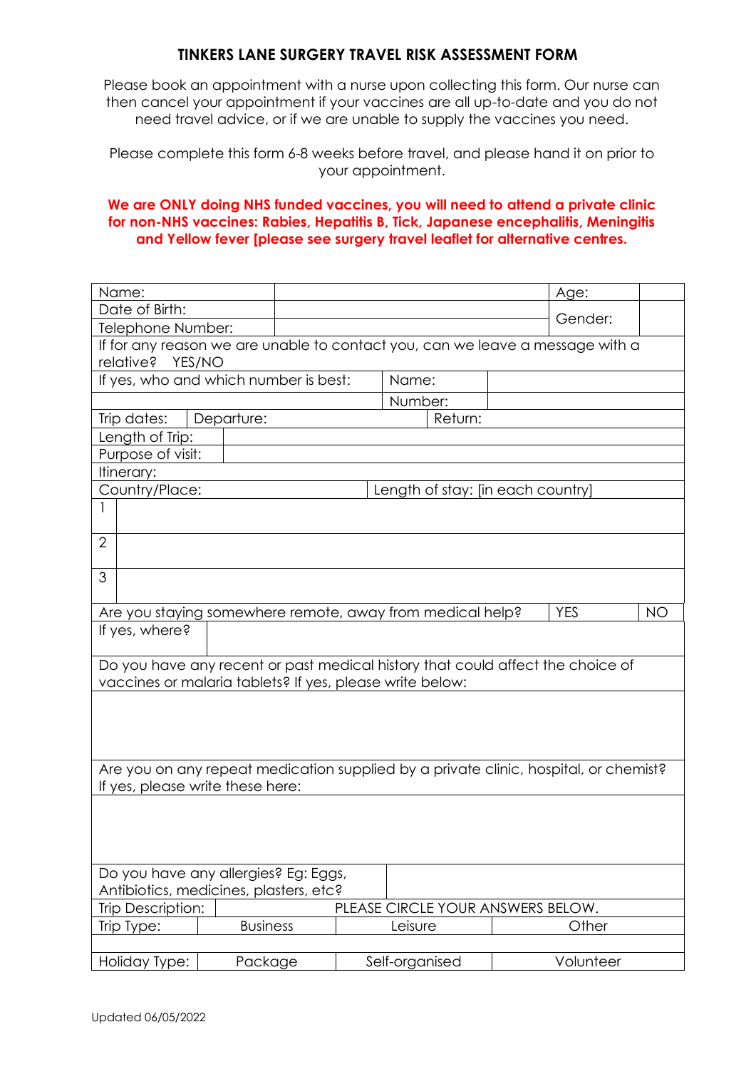# TINKERS LANE SURGERY TRAVEL RISK ASSESSMENT FORM

Please book an appointment with a nurse upon collecting this form. Our nurse can then cancel your appointment if your vaccines are all up-to-date and you do not need travel advice, or if we are unable to supply the vaccines you need.

Please complete this form 6-8 weeks before travel, and please hand it on prior to your appointment.

**We are ONLY doing NHS funded vaccines, you will need to attend a private clinic for non-NHS vaccines: Rabies, Hepatitis B, Tick, Japanese encephalitis, Meningitis and Yellow fever [please see surgery travel leaflet for alternative centres.**

| | | | |
|---|---|---|---|
| Name: | | Age: | |
| Date of Birth: | | Gender: | |
| Telephone Number: | | | |

If for any reason we are unable to contact you, can we leave a message with a relative? YES/NO

| | | |
|---|---|---|
| If yes, who and which number is best: | Name: | |
| | Number: | |

| | | |
|---|---|---|
| Trip dates: | Departure: | Return: |
| Length of Trip: | | |
| Purpose of visit: | | |

Itinerary:

| Country/Place: | Length of stay: [in each country] |
|---|---|
| 1 | |
| 2 | |
| 3 | |

| Are you staying somewhere remote, away from medical help? | YES | NO |
|---|---|---|
| If yes, where? | | |

Do you have any recent or past medical history that could affect the choice of vaccines or malaria tablets? If yes, please write below:

Are you on any repeat medication supplied by a private clinic, hospital, or chemist? If yes, please write these here:

| Do you have any allergies? Eg: Eggs, Antibiotics, medicines, plasters, etc? | |
|---|---|

| Trip Description: | PLEASE CIRCLE YOUR ANSWERS BELOW. | | |
|---|---|---|---|
| Trip Type: | Business | Leisure | Other |
| | | | |
| Holiday Type: | Package | Self-organised | Volunteer |

Updated 06/05/2022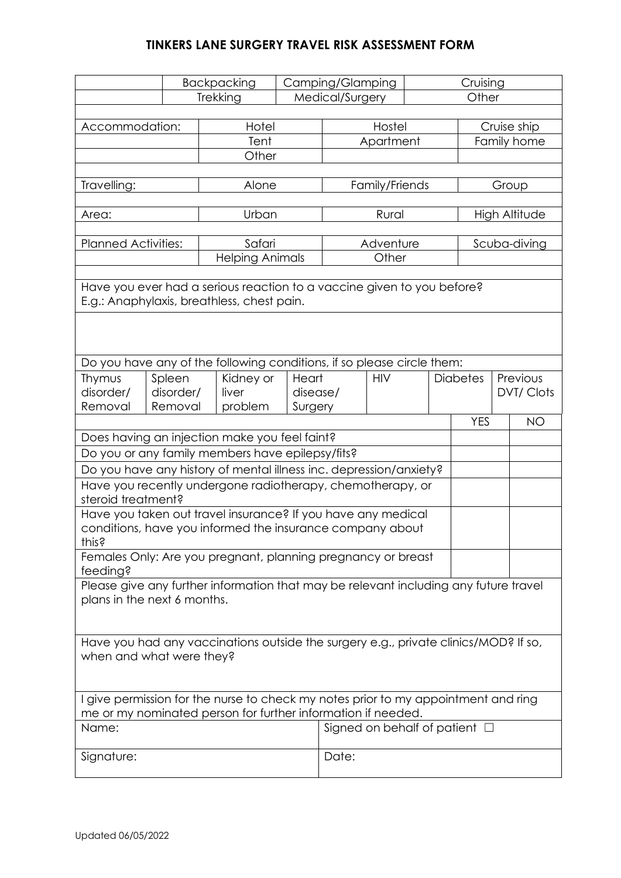# TINKERS LANE SURGERY TRAVEL RISK ASSESSMENT FORM

| | | | |
|---|---|---|---|
| | Backpacking | Camping/Glamping | Cruising |
| | Trekking | Medical/Surgery | Other |

| | | | |
|---|---|---|---|
| Accommodation: | Hotel | Hostel | Cruise ship |
| | Tent | Apartment | Family home |
| | Other | | |

| | | | |
|---|---|---|---|
| Travelling: | Alone | Family/Friends | Group |

| | | | |
|---|---|---|---|
| Area: | Urban | Rural | High Altitude |

| | | | |
|---|---|---|---|
| Planned Activities: | Safari | Adventure | Scuba-diving |
| | Helping Animals | Other | |

Have you ever had a serious reaction to a vaccine given to you before?
E.g.: Anaphylaxis, breathless, chest pain.

Do you have any of the following conditions, if so please circle them:

| | | | | | | |
|---|---|---|---|---|---|---|
| Thymus disorder/ Removal | Spleen disorder/ Removal | Kidney or liver problem | Heart disease/ Surgery | HIV | Diabetes | Previous DVT/ Clots |

| | YES | NO |
|---|---|---|
| Does having an injection make you feel faint? | | |
| Do you or any family members have epilepsy/fits? | | |
| Do you have any history of mental illness inc. depression/anxiety? | | |
| Have you recently undergone radiotherapy, chemotherapy, or steroid treatment? | | |
| Have you taken out travel insurance? If you have any medical conditions, have you informed the insurance company about this? | | |
| Females Only: Are you pregnant, planning pregnancy or breast feeding? | | |

Please give any further information that may be relevant including any future travel plans in the next 6 months.

Have you had any vaccinations outside the surgery e.g., private clinics/MOD? If so, when and what were they?

I give permission for the nurse to check my notes prior to my appointment and ring me or my nominated person for further information if needed.

| | |
|---|---|
| Name: | Signed on behalf of patient ☐ |
| Signature: | Date: |

Updated 06/05/2022